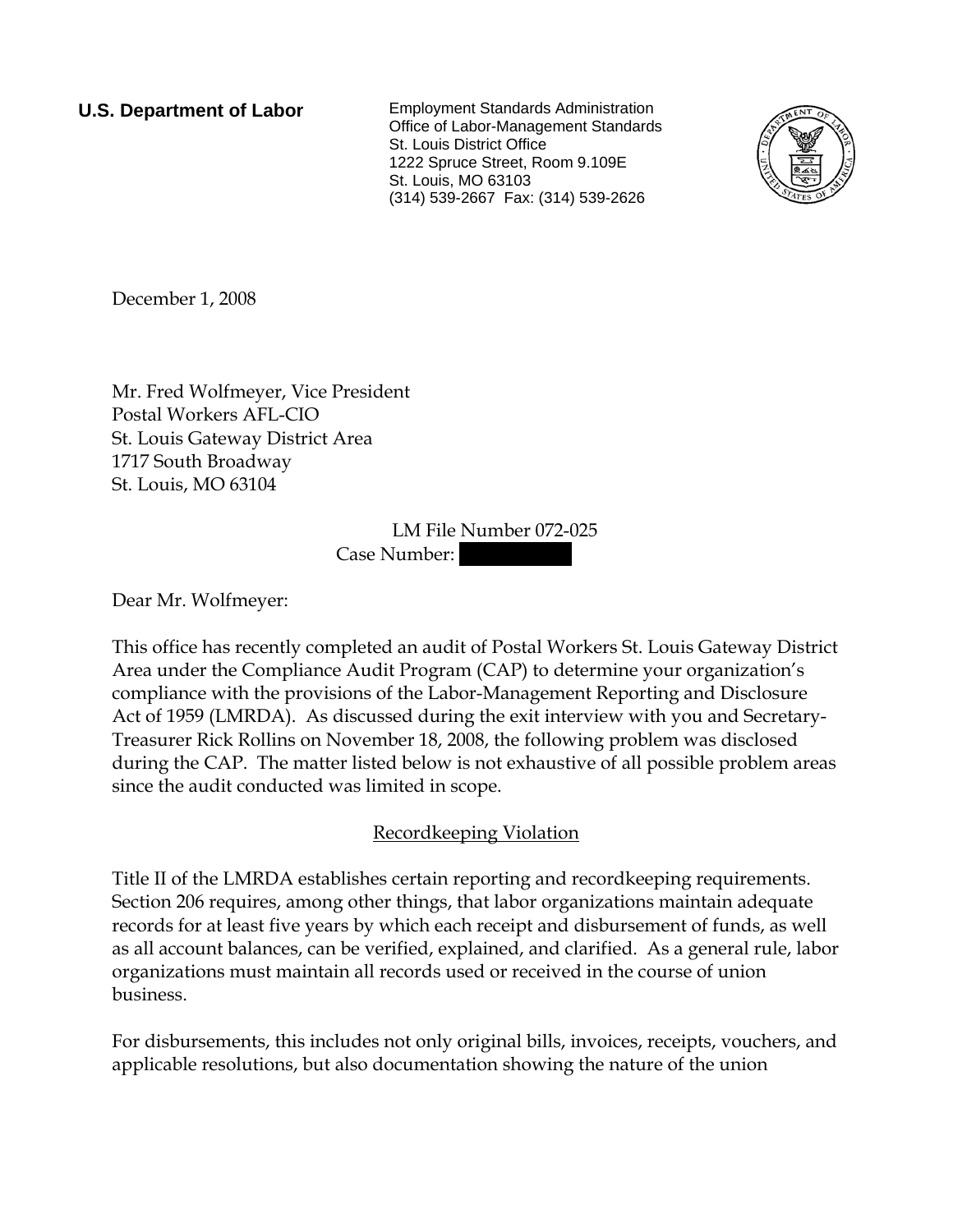**U.S. Department of Labor**

Employment Standards Administration
Office of Labor-Management Standards
St. Louis District Office
1222 Spruce Street, Room 9.109E
St. Louis, MO 63103
(314) 539-2667 Fax: (314) 539-2626

December 1, 2008

Mr. Fred Wolfmeyer, Vice President
Postal Workers AFL-CIO
St. Louis Gateway District Area
1717 South Broadway
St. Louis, MO 63104

LM File Number 072-025
Case Number: 

Dear Mr. Wolfmeyer:

This office has recently completed an audit of Postal Workers St. Louis Gateway District Area under the Compliance Audit Program (CAP) to determine your organization's compliance with the provisions of the Labor-Management Reporting and Disclosure Act of 1959 (LMRDA). As discussed during the exit interview with you and Secretary-Treasurer Rick Rollins on November 18, 2008, the following problem was disclosed during the CAP. The matter listed below is not exhaustive of all possible problem areas since the audit conducted was limited in scope.

## Recordkeeping Violation

Title II of the LMRDA establishes certain reporting and recordkeeping requirements. Section 206 requires, among other things, that labor organizations maintain adequate records for at least five years by which each receipt and disbursement of funds, as well as all account balances, can be verified, explained, and clarified. As a general rule, labor organizations must maintain all records used or received in the course of union business.

For disbursements, this includes not only original bills, invoices, receipts, vouchers, and applicable resolutions, but also documentation showing the nature of the union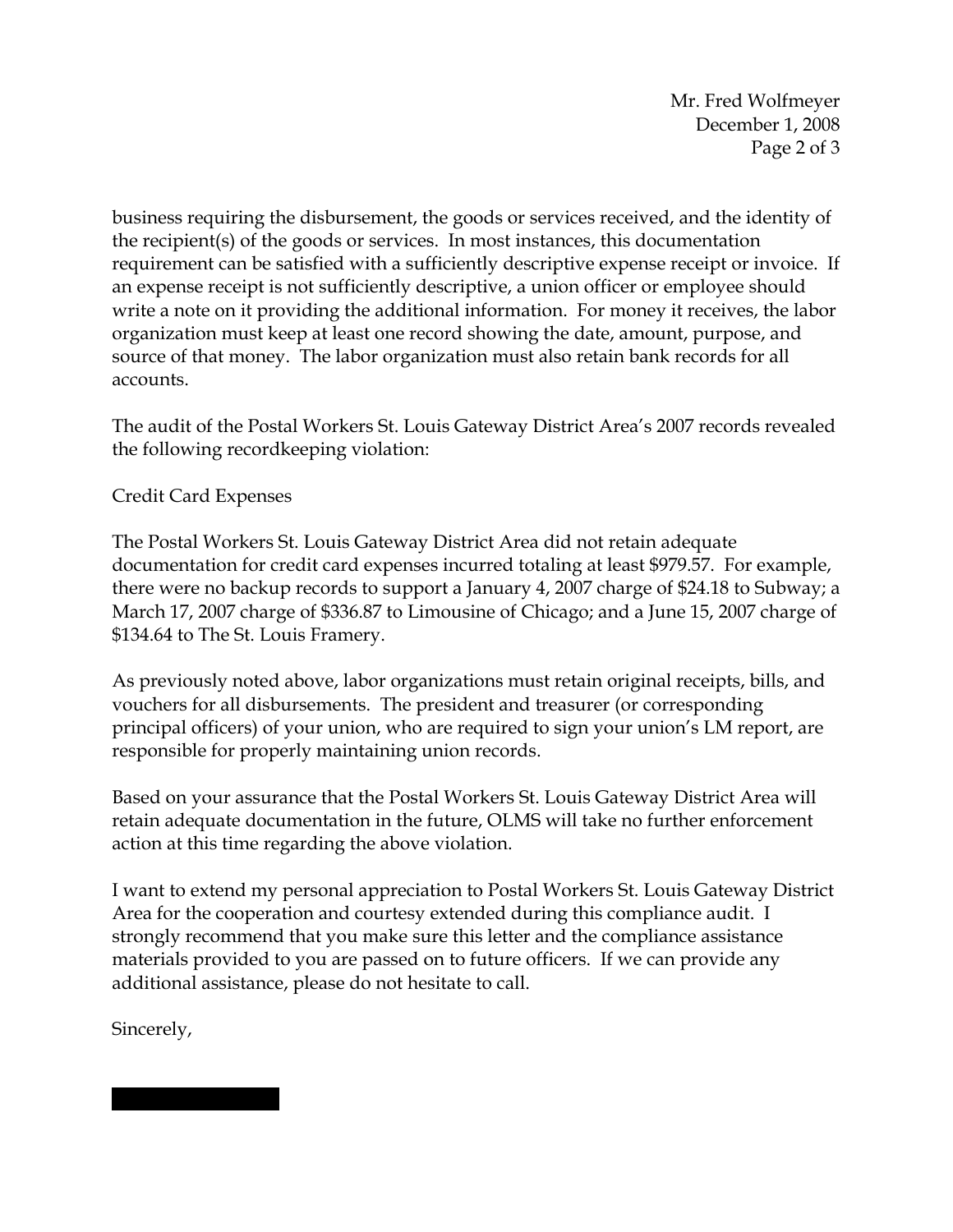business requiring the disbursement, the goods or services received, and the identity of the recipient(s) of the goods or services. In most instances, this documentation requirement can be satisfied with a sufficiently descriptive expense receipt or invoice. If an expense receipt is not sufficiently descriptive, a union officer or employee should write a note on it providing the additional information. For money it receives, the labor organization must keep at least one record showing the date, amount, purpose, and source of that money. The labor organization must also retain bank records for all accounts.

The audit of the Postal Workers St. Louis Gateway District Area's 2007 records revealed the following recordkeeping violation:

Credit Card Expenses

The Postal Workers St. Louis Gateway District Area did not retain adequate documentation for credit card expenses incurred totaling at least $979.57. For example, there were no backup records to support a January 4, 2007 charge of $24.18 to Subway; a March 17, 2007 charge of $336.87 to Limousine of Chicago; and a June 15, 2007 charge of $134.64 to The St. Louis Framery.

As previously noted above, labor organizations must retain original receipts, bills, and vouchers for all disbursements. The president and treasurer (or corresponding principal officers) of your union, who are required to sign your union's LM report, are responsible for properly maintaining union records.

Based on your assurance that the Postal Workers St. Louis Gateway District Area will retain adequate documentation in the future, OLMS will take no further enforcement action at this time regarding the above violation.

I want to extend my personal appreciation to Postal Workers St. Louis Gateway District Area for the cooperation and courtesy extended during this compliance audit. I strongly recommend that you make sure this letter and the compliance assistance materials provided to you are passed on to future officers. If we can provide any additional assistance, please do not hesitate to call.

Sincerely,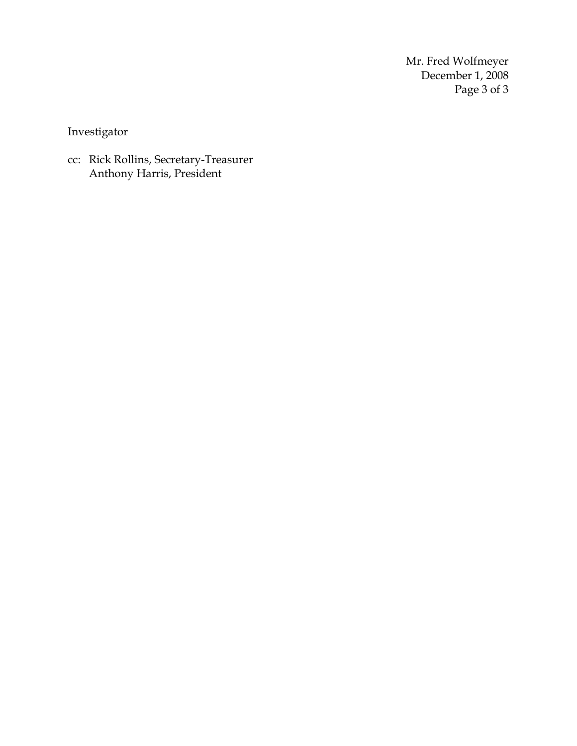Investigator

cc: Rick Rollins, Secretary-Treasurer
    Anthony Harris, President